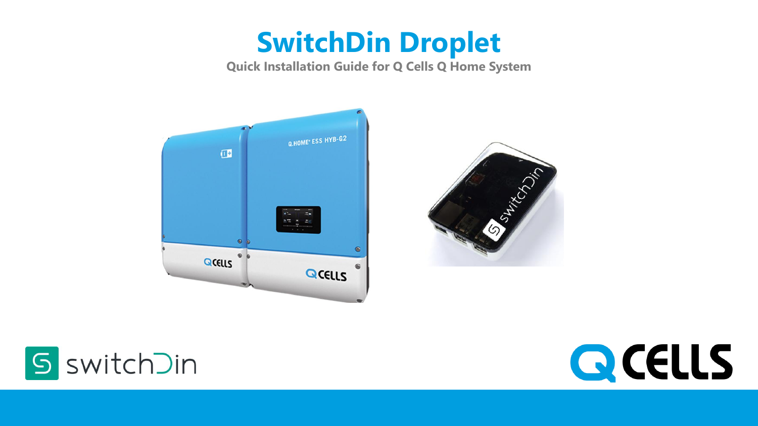# SwitchDin Droplet

**Quick Installation Guide for Q Cells Q Home System**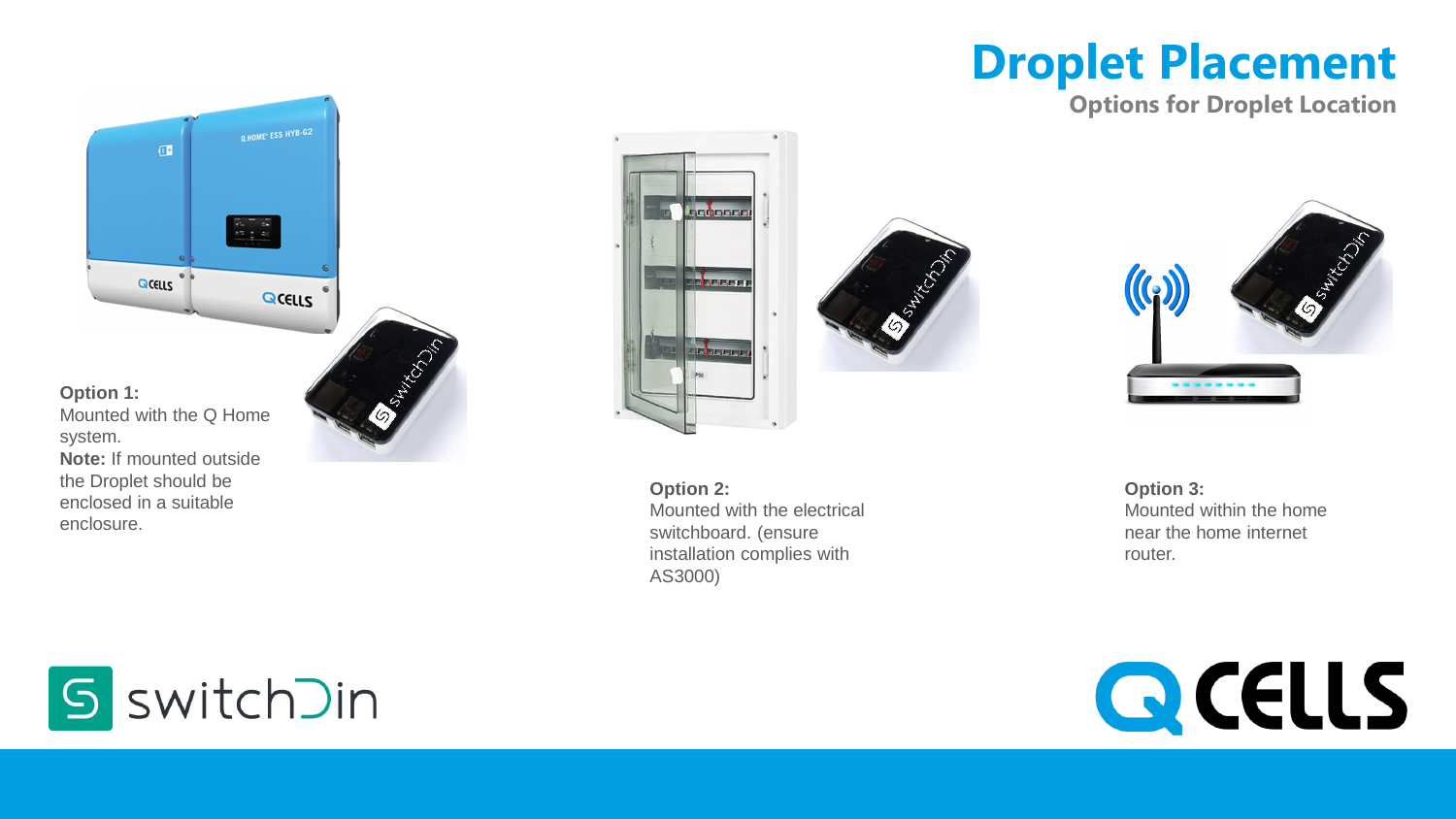# Droplet Placement

## Options for Droplet Location

**Option 1:**
Mounted with the Q Home system.
**Note:** If mounted outside the Droplet should be enclosed in a suitable enclosure.

**Option 2:**
Mounted with the electrical switchboard. (ensure installation complies with AS3000)

**Option 3:**
Mounted within the home near the home internet router.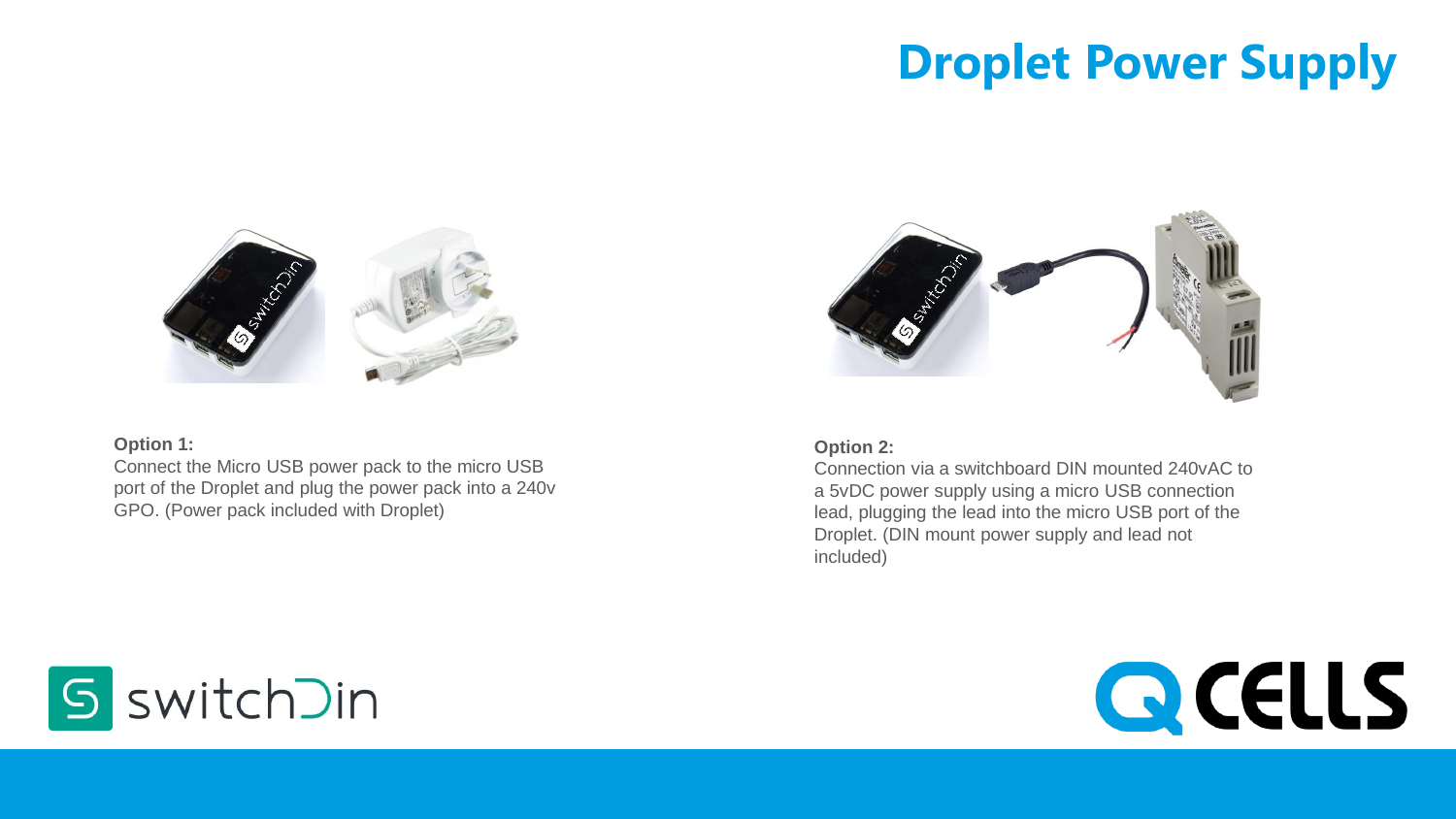# Droplet Power Supply

**Option 1:**
Connect the Micro USB power pack to the micro USB port of the Droplet and plug the power pack into a 240v GPO. (Power pack included with Droplet)

**Option 2:**
Connection via a switchboard DIN mounted 240vAC to a 5vDC power supply using a micro USB connection lead, plugging the lead into the micro USB port of the Droplet. (DIN mount power supply and lead not included)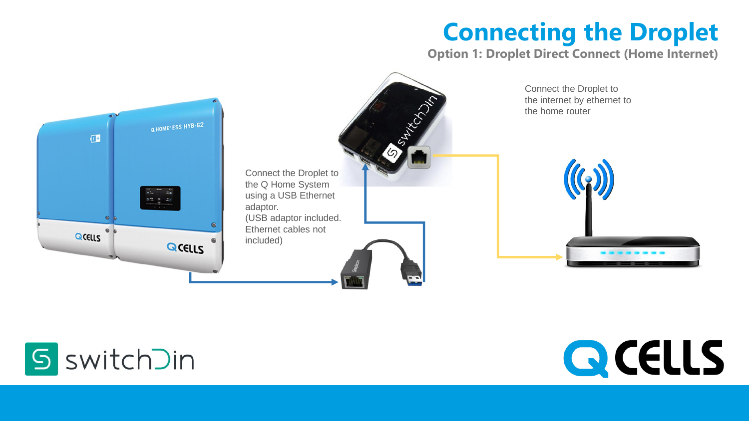# Connecting the Droplet

## Option 1: Droplet Direct Connect (Home Internet)

Connect the Droplet to the Q Home System using a USB Ethernet adaptor.
(USB adaptor included. Ethernet cables not included)

Connect the Droplet to the internet by ethernet to the home router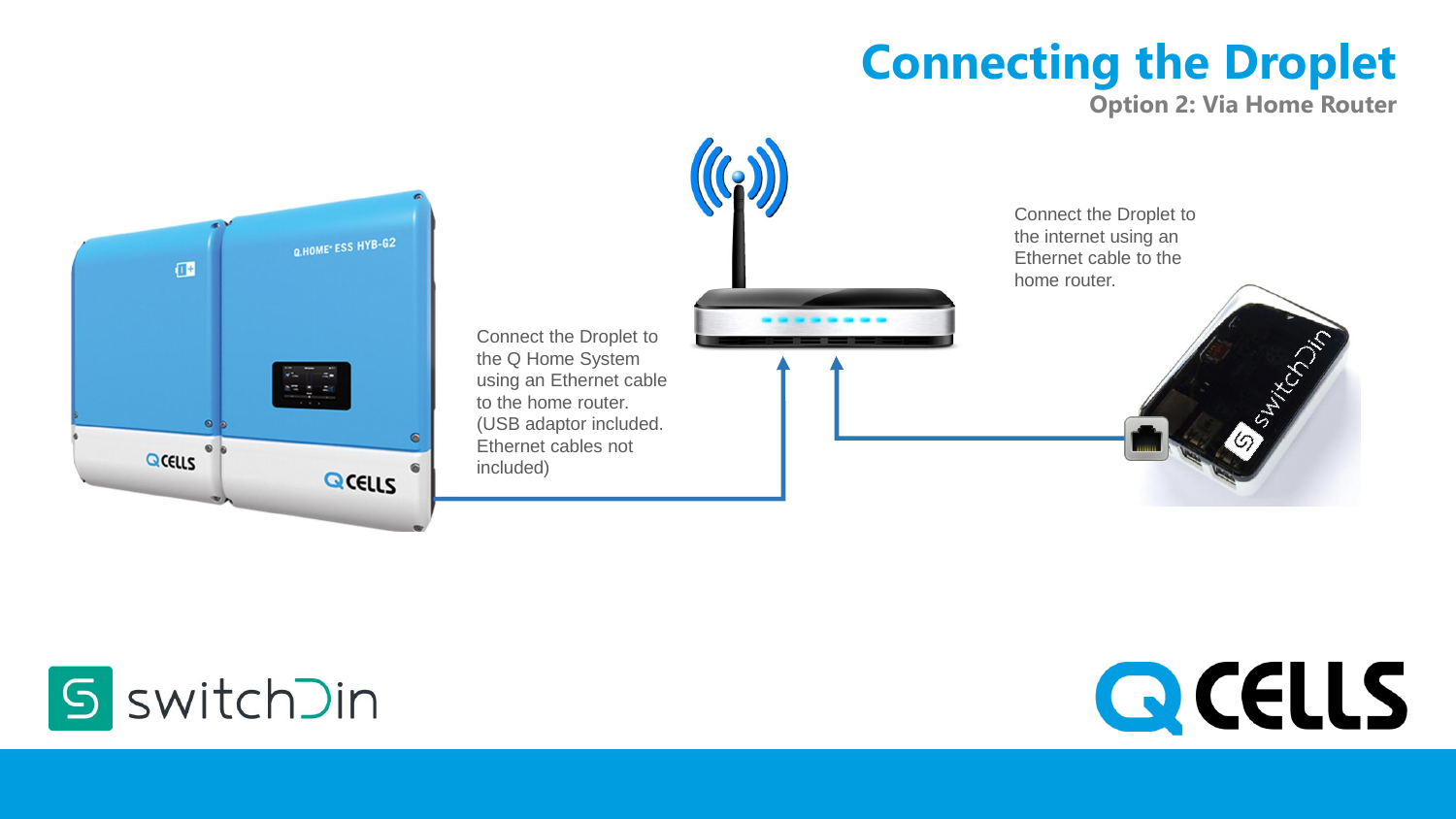# Connecting the Droplet

## Option 2: Via Home Router

Connect the Droplet to the Q Home System using an Ethernet cable to the home router. (USB adaptor included. Ethernet cables not included)

Connect the Droplet to the internet using an Ethernet cable to the home router.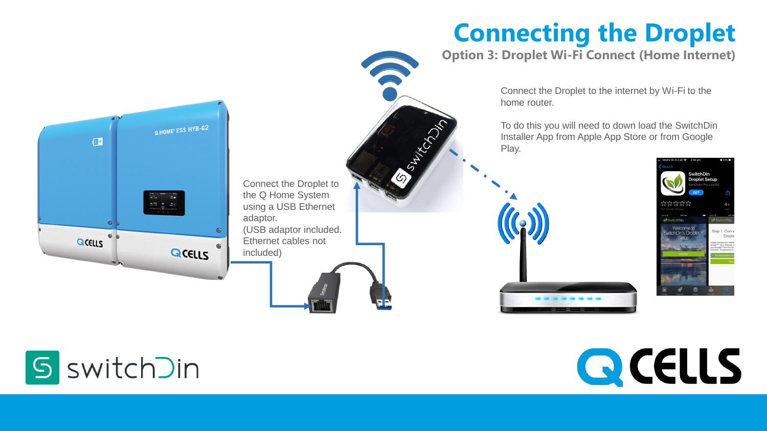# Connecting the Droplet

## Option 3: Droplet Wi-Fi Connect (Home Internet)

Connect the Droplet to the internet by Wi-Fi to the home router.

To do this you will need to down load the SwitchDin Installer App from Apple App Store or from Google Play.

Connect the Droplet to the Q Home System using a USB Ethernet adaptor.
(USB adaptor included. Ethernet cables not included)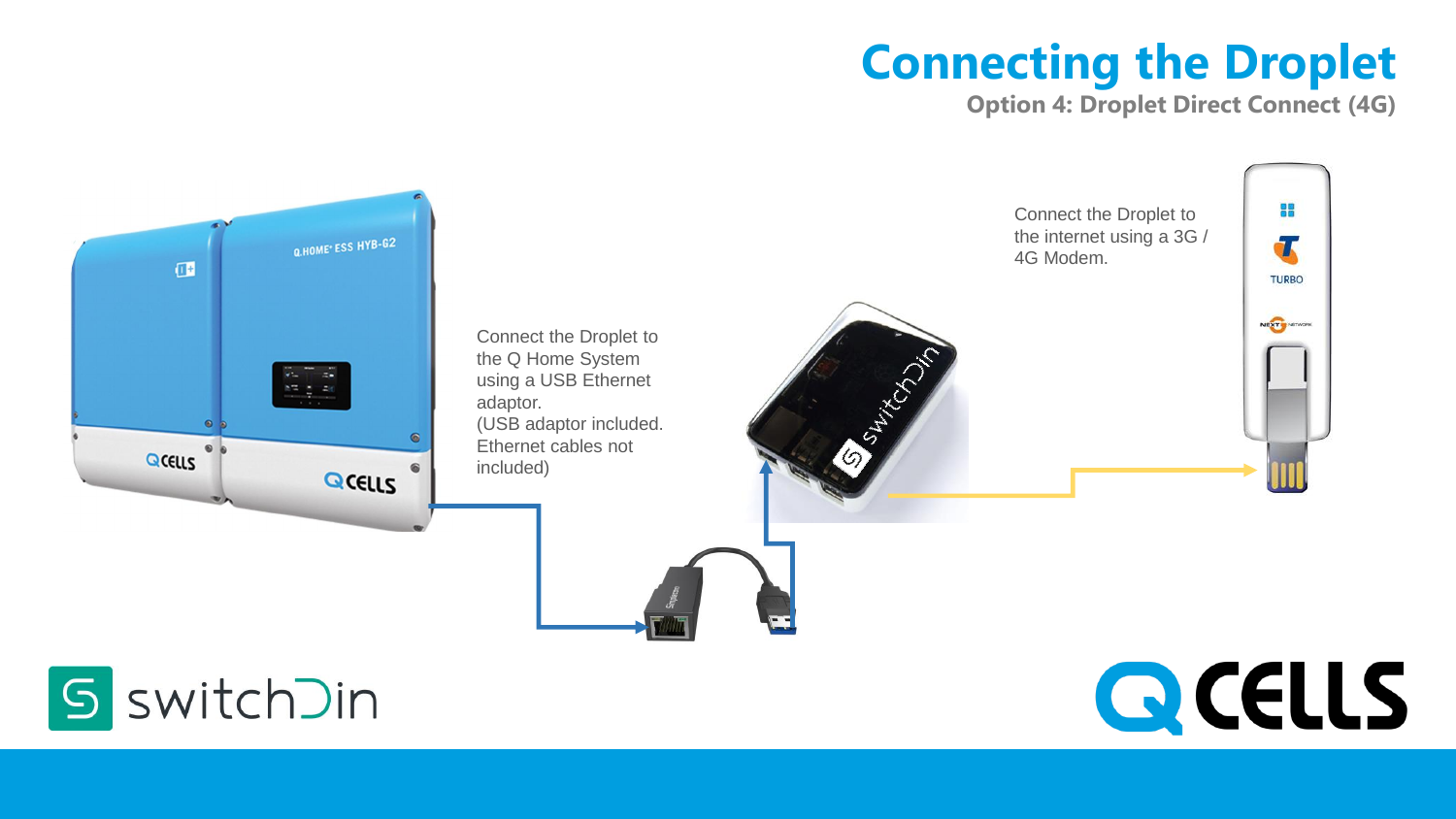# Connecting the Droplet

## Option 4: Droplet Direct Connect (4G)

Connect the Droplet to the Q Home System using a USB Ethernet adaptor.
(USB adaptor included. Ethernet cables not included)

Connect the Droplet to the internet using a 3G / 4G Modem.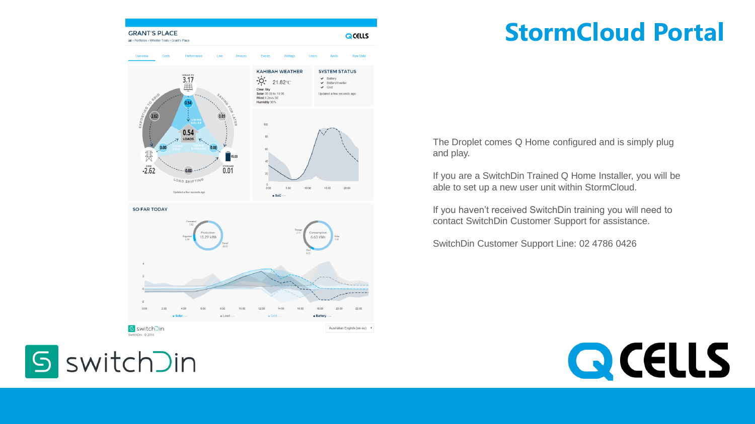# StormCloud Portal

The Droplet comes Q Home configured and is simply plug and play.

If you are a SwitchDin Trained Q Home Installer, you will be able to set up a new user unit within StormCloud.

If you haven't received SwitchDin training you will need to contact SwitchDin Customer Support for assistance.

SwitchDin Customer Support Line: 02 4786 0426